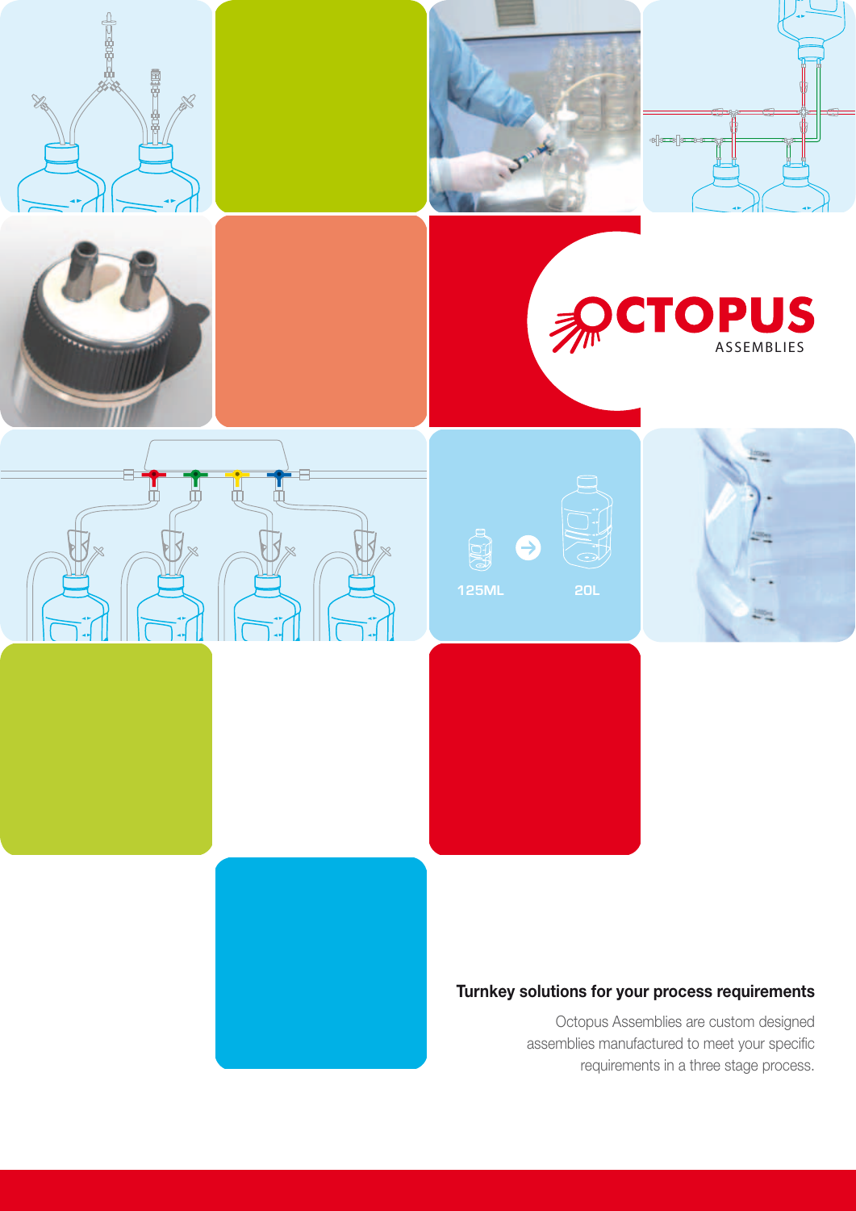# OCTOPUS ASSEMBLIES

125ML → 20L

## Turnkey solutions for your process requirements

Octopus Assemblies are custom designed assemblies manufactured to meet your specific requirements in a three stage process.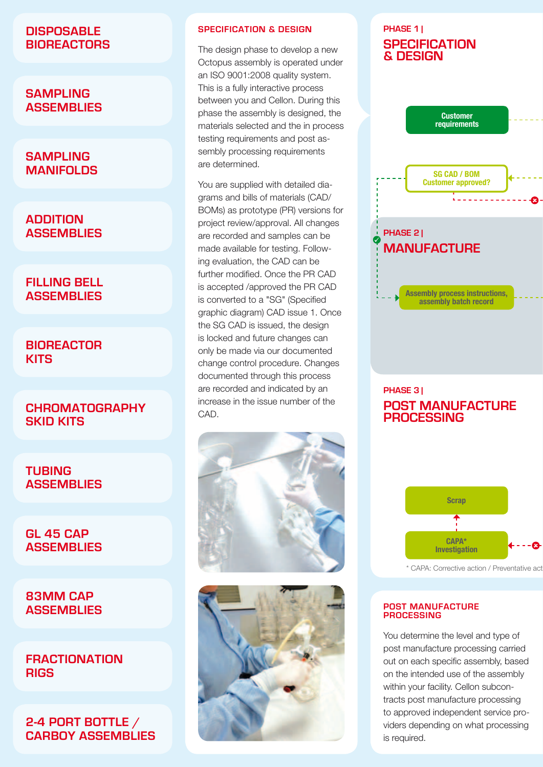DISPOSABLE BIOREACTORS

SAMPLING ASSEMBLIES

SAMPLING MANIFOLDS

ADDITION ASSEMBLIES

FILLING BELL ASSEMBLIES

BIOREACTOR KITS

CHROMATOGRAPHY SKID KITS

TUBING ASSEMBLIES

GL 45 CAP ASSEMBLIES

83MM CAP ASSEMBLIES

FRACTIONATION RIGS

2-4 PORT BOTTLE / CARBOY ASSEMBLIES

## SPECIFICATION & DESIGN

The design phase to develop a new Octopus assembly is operated under an ISO 9001:2008 quality system. This is a fully interactive process between you and Cellon. During this phase the assembly is designed, the materials selected and the in process testing requirements and post assembly processing requirements are determined.

You are supplied with detailed diagrams and bills of materials (CAD/ BOMs) as prototype (PR) versions for project review/approval. All changes are recorded and samples can be made available for testing. Following evaluation, the CAD can be further modified. Once the PR CAD is accepted /approved the PR CAD is converted to a "SG" (Specified graphic diagram) CAD issue 1. Once the SG CAD is issued, the design is locked and future changes can only be made via our documented change control procedure. Changes documented through this process are recorded and indicated by an increase in the issue number of the CAD.

## PHASE 1 | SPECIFICATION & DESIGN

Customer requirements

SG CAD / BOM Customer approved?

## PHASE 2 | MANUFACTURE

Assembly process instructions, assembly batch record

## PHASE 3 | POST MANUFACTURE PROCESSING

Scrap

CAPA* Investigation

\* CAPA: Corrective action / Preventative act

## POST MANUFACTURE PROCESSING

You determine the level and type of post manufacture processing carried out on each specific assembly, based on the intended use of the assembly within your facility. Cellon subcontracts post manufacture processing to approved independent service providers depending on what processing is required.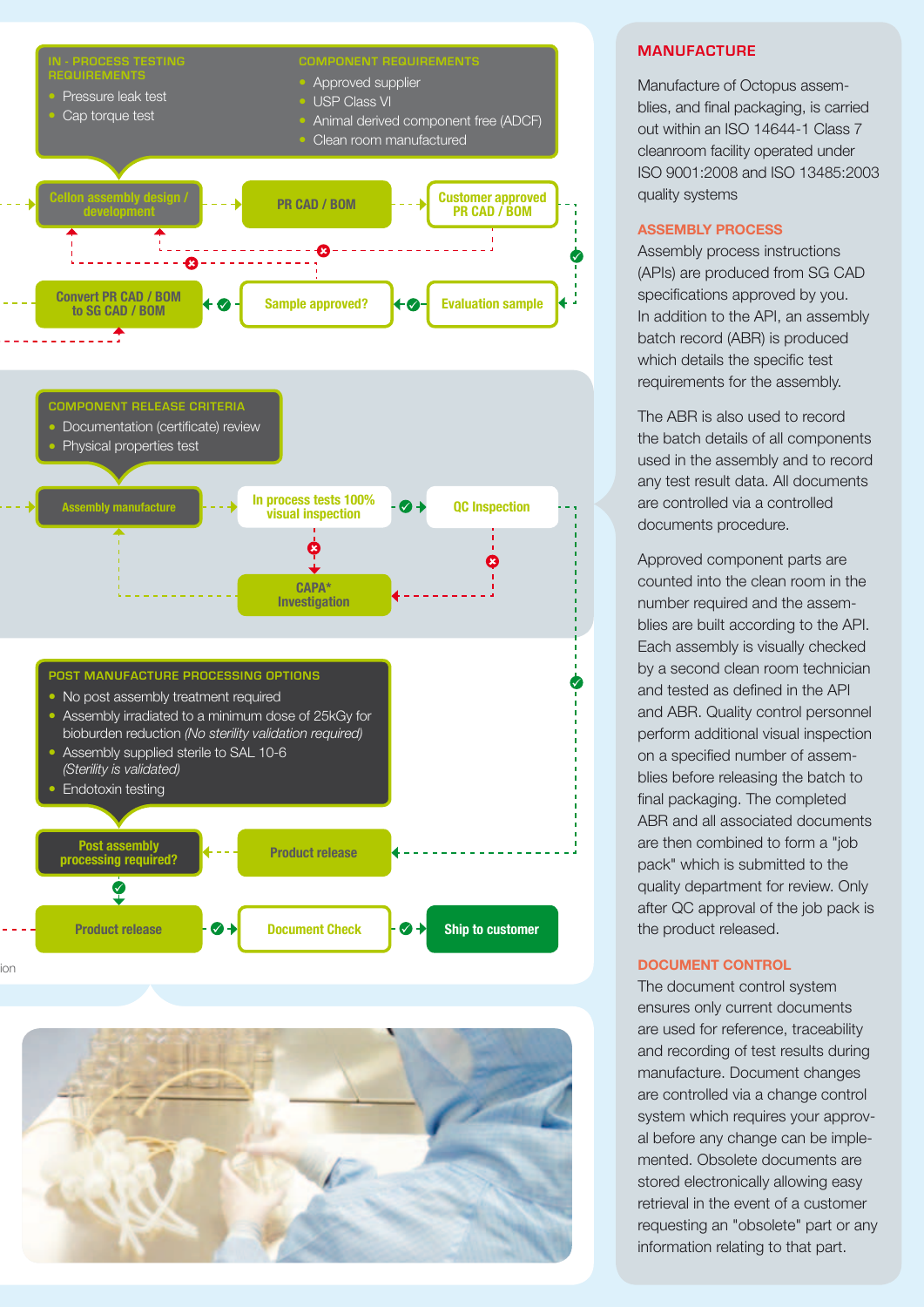**IN - PROCESS TESTING REQUIREMENTS**

- Pressure leak test
- Cap torque test

**COMPONENT REQUIREMENTS**

- Approved supplier
- USP Class VI
- Animal derived component free (ADCF)
- Clean room manufactured

Cellon assembly design / development

PR CAD / BOM

Customer approved PR CAD / BOM

Convert PR CAD / BOM to SG CAD / BOM

Sample approved?

Evaluation sample

**COMPONENT RELEASE CRITERIA**

- Documentation (certificate) review
- Physical properties test

Assembly manufacture

In process tests 100% visual inspection

QC Inspection

CAPA* Investigation

**POST MANUFACTURE PROCESSING OPTIONS**

- No post assembly treatment required
- Assembly irradiated to a minimum dose of 25kGy for bioburden reduction *(No sterility validation required)*
- Assembly supplied sterile to SAL 10-6 *(Sterility is validated)*
- Endotoxin testing

Post assembly processing required?

Product release

Product release

Document Check

Ship to customer

ion

## MANUFACTURE

Manufacture of Octopus assemblies, and final packaging, is carried out within an ISO 14644-1 Class 7 cleanroom facility operated under ISO 9001:2008 and ISO 13485:2003 quality systems

## ASSEMBLY PROCESS

Assembly process instructions (APIs) are produced from SG CAD specifications approved by you. In addition to the API, an assembly batch record (ABR) is produced which details the specific test requirements for the assembly.

The ABR is also used to record the batch details of all components used in the assembly and to record any test result data. All documents are controlled via a controlled documents procedure.

Approved component parts are counted into the clean room in the number required and the assemblies are built according to the API. Each assembly is visually checked by a second clean room technician and tested as defined in the API and ABR. Quality control personnel perform additional visual inspection on a specified number of assemblies before releasing the batch to final packaging. The completed ABR and all associated documents are then combined to form a "job pack" which is submitted to the quality department for review. Only after QC approval of the job pack is the product released.

## DOCUMENT CONTROL

The document control system ensures only current documents are used for reference, traceability and recording of test results during manufacture. Document changes are controlled via a change control system which requires your approval before any change can be implemented. Obsolete documents are stored electronically allowing easy retrieval in the event of a customer requesting an "obsolete" part or any information relating to that part.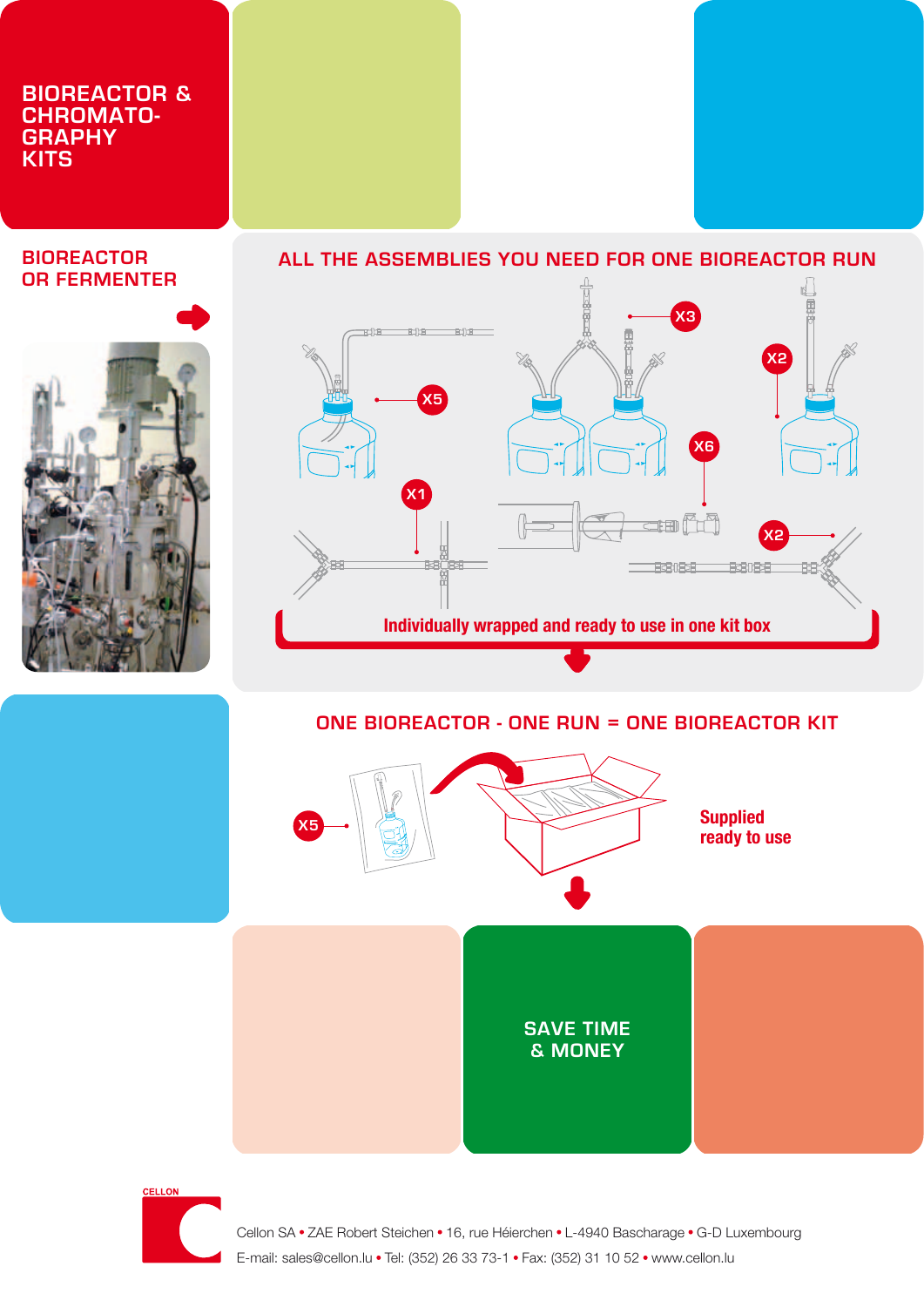# BIOREACTOR & CHROMATOGRAPHY KITS

## BIOREACTOR OR FERMENTER

## ALL THE ASSEMBLIES YOU NEED FOR ONE BIOREACTOR RUN

X5

X3

X2

X1

X6

X2

Individually wrapped and ready to use in one kit box

## ONE BIOREACTOR - ONE RUN = ONE BIOREACTOR KIT

X5

Supplied ready to use

## SAVE TIME & MONEY

CELLON

Cellon SA • ZAE Robert Steichen • 16, rue Héierchen • L-4940 Bascharage • G-D Luxembourg

E-mail: sales@cellon.lu • Tel: (352) 26 33 73-1 • Fax: (352) 31 10 52 • www.cellon.lu